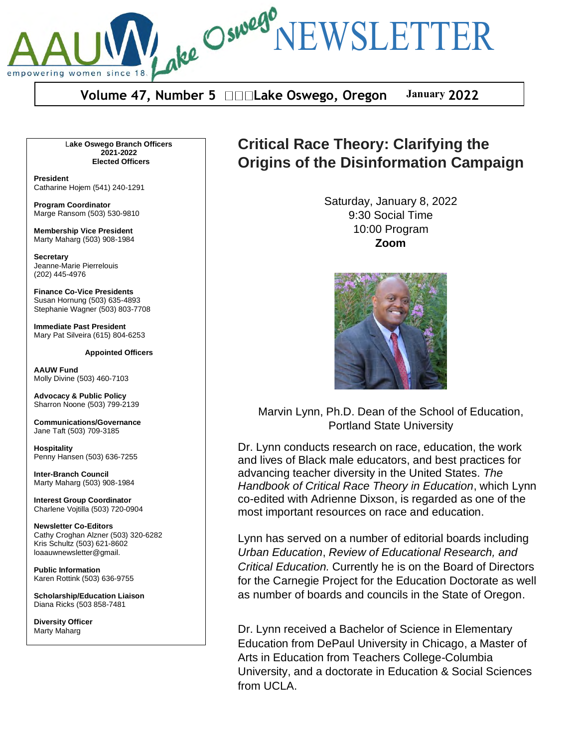# AAUW Lake Oswego NEWSLETTER

empowering women since 1881

**Volume 47, Number 5 Lake Oswego, Oregon January 2022**

**Lake Oswego Branch Officers**
**2021-2022**
**Elected Officers**

**President**
Catharine Hojem (541) 240-1291

**Program Coordinator**
Marge Ransom (503) 530-9810

**Membership Vice President**
Marty Maharg (503) 908-1984

**Secretary**
Jeanne-Marie Pierrelouis
(202) 445-4976

**Finance Co-Vice Presidents**
Susan Hornung (503) 635-4893
Stephanie Wagner (503) 803-7708

**Immediate Past President**
Mary Pat Silveira (615) 804-6253

**Appointed Officers**

**AAUW Fund**
Molly Divine (503) 460-7103

**Advocacy & Public Policy**
Sharron Noone (503) 799-2139

**Communications/Governance**
Jane Taft (503) 709-3185

**Hospitality**
Penny Hansen (503) 636-7255

**Inter-Branch Council**
Marty Maharg (503) 908-1984

**Interest Group Coordinator**
Charlene Vojtilla (503) 720-0904

**Newsletter Co-Editors**
Cathy Croghan Alzner (503) 320-6282
Kris Schultz (503) 621-8602
loaauwnewsletter@gmail.

**Public Information**
Karen Rottink (503) 636-9755

**Scholarship/Education Liaison**
Diana Ricks (503 858-7481

**Diversity Officer**
Marty Maharg

## Critical Race Theory: Clarifying the Origins of the Disinformation Campaign

Saturday, January 8, 2022
9:30 Social Time
10:00 Program
**Zoom**

Marvin Lynn, Ph.D. Dean of the School of Education, Portland State University

Dr. Lynn conducts research on race, education, the work and lives of Black male educators, and best practices for advancing teacher diversity in the United States. *The Handbook of Critical Race Theory in Education*, which Lynn co-edited with Adrienne Dixson, is regarded as one of the most important resources on race and education.

Lynn has served on a number of editorial boards including *Urban Education*, *Review of Educational Research, and Critical Education.* Currently he is on the Board of Directors for the Carnegie Project for the Education Doctorate as well as number of boards and councils in the State of Oregon.

Dr. Lynn received a Bachelor of Science in Elementary Education from DePaul University in Chicago, a Master of Arts in Education from Teachers College-Columbia University, and a doctorate in Education & Social Sciences from UCLA.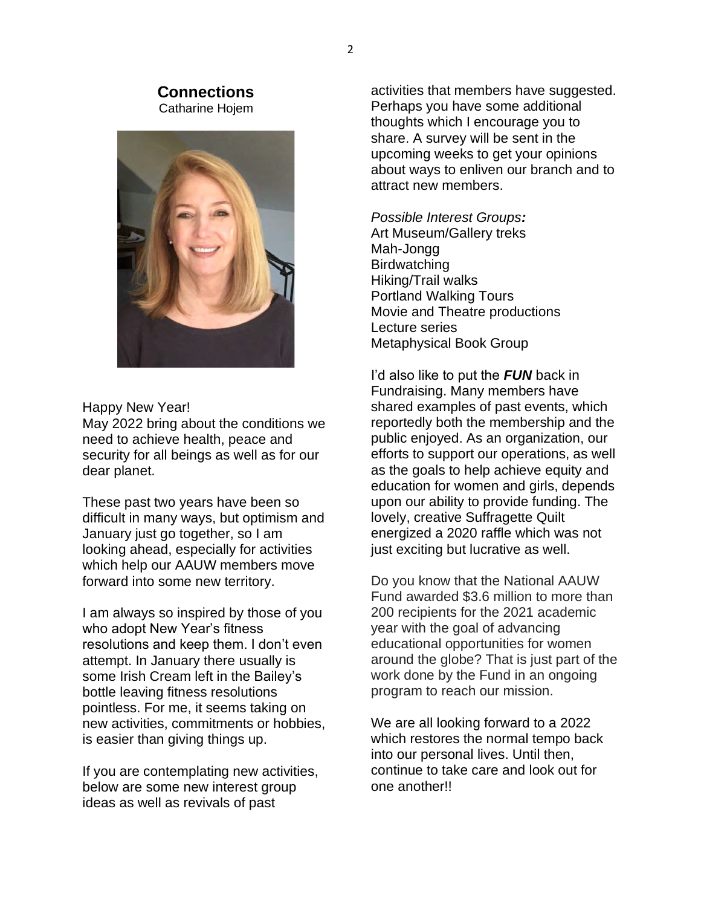## Connections

Catharine Hojem

Happy New Year!
May 2022 bring about the conditions we need to achieve health, peace and security for all beings as well as for our dear planet.

These past two years have been so difficult in many ways, but optimism and January just go together, so I am looking ahead, especially for activities which help our AAUW members move forward into some new territory.

I am always so inspired by those of you who adopt New Year's fitness resolutions and keep them. I don't even attempt. In January there usually is some Irish Cream left in the Bailey's bottle leaving fitness resolutions pointless. For me, it seems taking on new activities, commitments or hobbies, is easier than giving things up.

If you are contemplating new activities, below are some new interest group ideas as well as revivals of past activities that members have suggested. Perhaps you have some additional thoughts which I encourage you to share. A survey will be sent in the upcoming weeks to get your opinions about ways to enliven our branch and to attract new members.

*Possible Interest Groups:*
Art Museum/Gallery treks
Mah-Jongg
Birdwatching
Hiking/Trail walks
Portland Walking Tours
Movie and Theatre productions
Lecture series
Metaphysical Book Group

I'd also like to put the ***FUN*** back in Fundraising. Many members have shared examples of past events, which reportedly both the membership and the public enjoyed. As an organization, our efforts to support our operations, as well as the goals to help achieve equity and education for women and girls, depends upon our ability to provide funding. The lovely, creative Suffragette Quilt energized a 2020 raffle which was not just exciting but lucrative as well.

Do you know that the National AAUW Fund awarded $3.6 million to more than 200 recipients for the 2021 academic year with the goal of advancing educational opportunities for women around the globe? That is just part of the work done by the Fund in an ongoing program to reach our mission.

We are all looking forward to a 2022 which restores the normal tempo back into our personal lives. Until then, continue to take care and look out for one another!!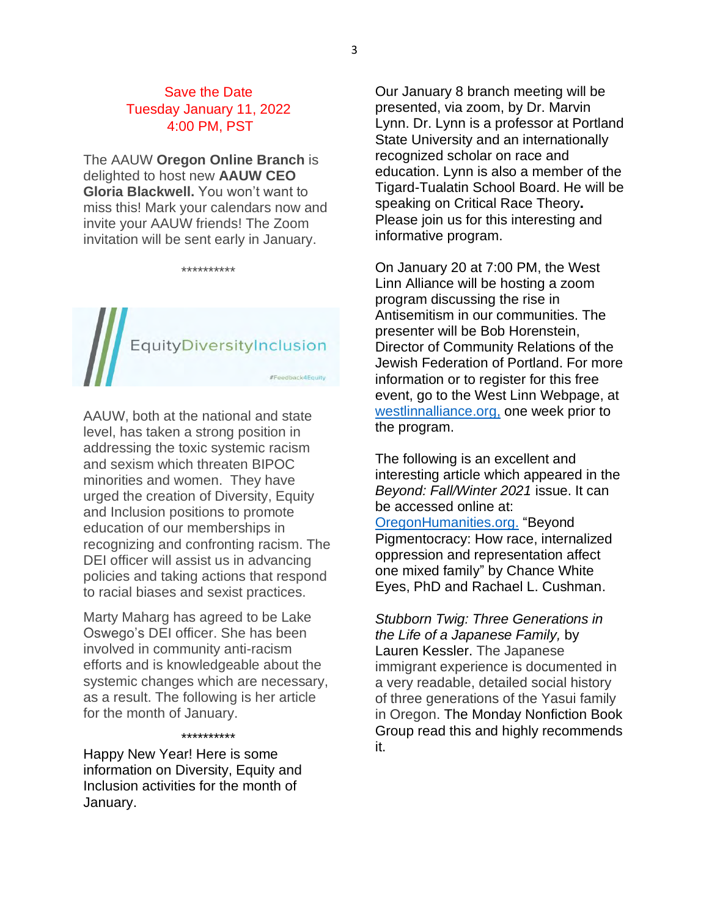Save the Date
Tuesday January 11, 2022
4:00 PM, PST

The AAUW **Oregon Online Branch** is delighted to host new **AAUW CEO Gloria Blackwell.** You won't want to miss this! Mark your calendars now and invite your AAUW friends! The Zoom invitation will be sent early in January.

**********

EquityDiversityInclusion

#Feedback4Equity

AAUW, both at the national and state level, has taken a strong position in addressing the toxic systemic racism and sexism which threaten BIPOC minorities and women. They have urged the creation of Diversity, Equity and Inclusion positions to promote education of our memberships in recognizing and confronting racism. The DEI officer will assist us in advancing policies and taking actions that respond to racial biases and sexist practices.

Marty Maharg has agreed to be Lake Oswego's DEI officer. She has been involved in community anti-racism efforts and is knowledgeable about the systemic changes which are necessary, as a result. The following is her article for the month of January.

**********

Happy New Year! Here is some information on Diversity, Equity and Inclusion activities for the month of January.

Our January 8 branch meeting will be presented, via zoom, by Dr. Marvin Lynn. Dr. Lynn is a professor at Portland State University and an internationally recognized scholar on race and education. Lynn is also a member of the Tigard-Tualatin School Board. He will be speaking on Critical Race Theory**.** Please join us for this interesting and informative program.

On January 20 at 7:00 PM, the West Linn Alliance will be hosting a zoom program discussing the rise in Antisemitism in our communities. The presenter will be Bob Horenstein, Director of Community Relations of the Jewish Federation of Portland. For more information or to register for this free event, go to the West Linn Webpage, at westlinnalliance.org, one week prior to the program.

The following is an excellent and interesting article which appeared in the *Beyond: Fall/Winter 2021* issue. It can be accessed online at: OregonHumanities.org. "Beyond Pigmentocracy: How race, internalized oppression and representation affect one mixed family" by Chance White Eyes, PhD and Rachael L. Cushman.

*Stubborn Twig: Three Generations in the Life of a Japanese Family,* by Lauren Kessler. The Japanese immigrant experience is documented in a very readable, detailed social history of three generations of the Yasui family in Oregon. The Monday Nonfiction Book Group read this and highly recommends it.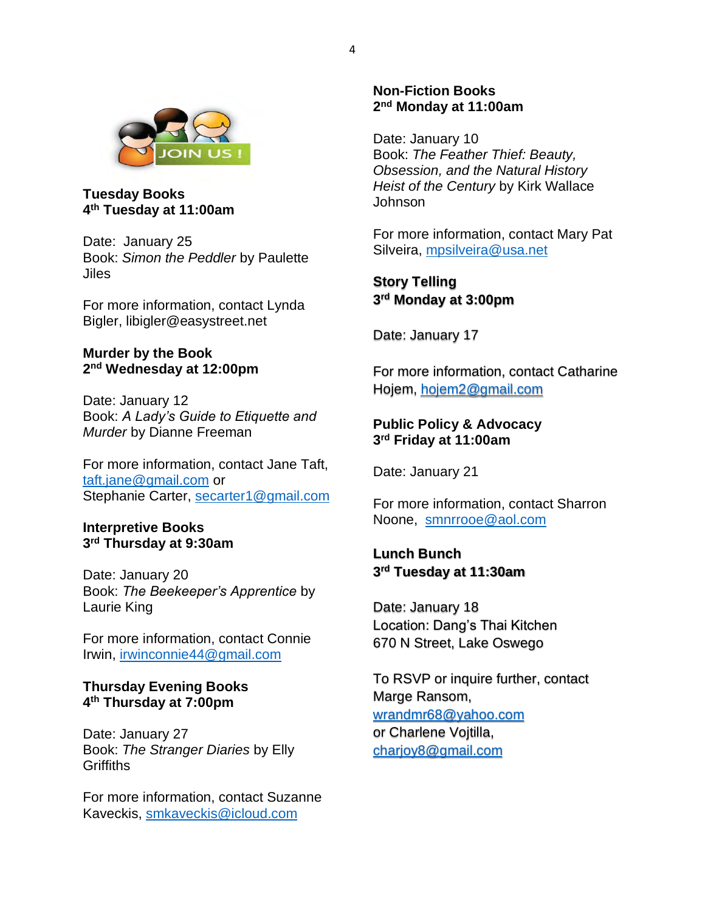**Tuesday Books**
**4th Tuesday at 11:00am**

Date: January 25
Book: *Simon the Peddler* by Paulette Jiles

For more information, contact Lynda Bigler, libigler@easystreet.net

**Murder by the Book**
**2nd Wednesday at 12:00pm**

Date: January 12
Book: *A Lady's Guide to Etiquette and Murder* by Dianne Freeman

For more information, contact Jane Taft, taft.jane@gmail.com or
Stephanie Carter, secarter1@gmail.com

**Interpretive Books**
**3rd Thursday at 9:30am**

Date: January 20
Book: *The Beekeeper's Apprentice* by Laurie King

For more information, contact Connie Irwin, irwinconnie44@gmail.com

**Thursday Evening Books**
**4th Thursday at 7:00pm**

Date: January 27
Book: *The Stranger Diaries* by Elly Griffiths

For more information, contact Suzanne Kaveckis, smkaveckis@icloud.com

**Non-Fiction Books**
**2nd Monday at 11:00am**

Date: January 10
Book: *The Feather Thief: Beauty, Obsession, and the Natural History Heist of the Century* by Kirk Wallace Johnson

For more information, contact Mary Pat Silveira, mpsilveira@usa.net

**Story Telling**
**3rd Monday at 3:00pm**

Date: January 17

For more information, contact Catharine Hojem, hojem2@gmail.com

**Public Policy & Advocacy**
**3rd Friday at 11:00am**

Date: January 21

For more information, contact Sharron Noone, smnrrooe@aol.com

**Lunch Bunch**
**3rd Tuesday at 11:30am**

Date: January 18
Location: Dang's Thai Kitchen
670 N Street, Lake Oswego

To RSVP or inquire further, contact Marge Ransom,
wrandmr68@yahoo.com
or Charlene Vojtilla,
charjoy8@gmail.com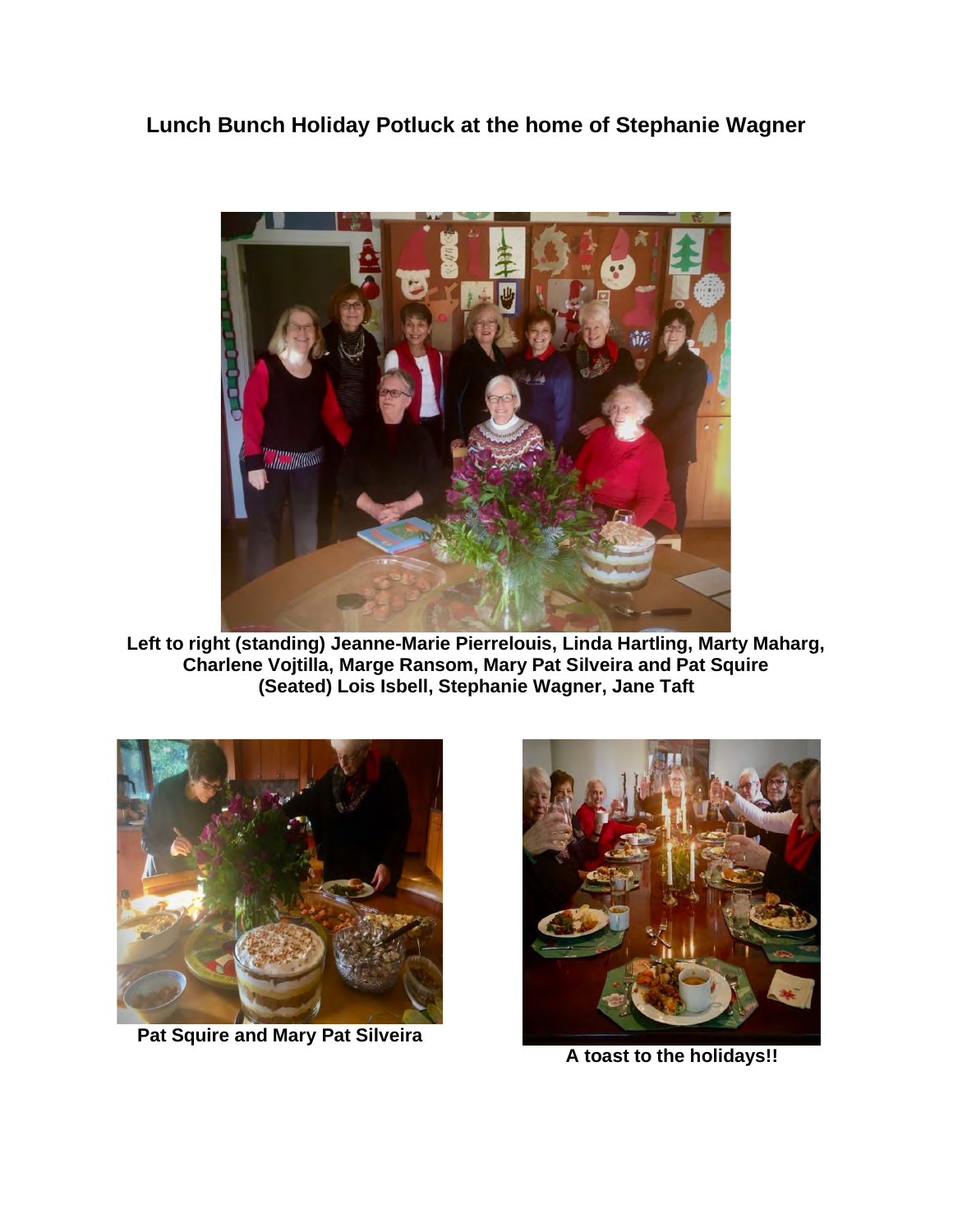## Lunch Bunch Holiday Potluck at the home of Stephanie Wagner

**Left to right (standing) Jeanne-Marie Pierrelouis, Linda Hartling, Marty Maharg, Charlene Vojtilla, Marge Ransom, Mary Pat Silveira and Pat Squire (Seated) Lois Isbell, Stephanie Wagner, Jane Taft**

**Pat Squire and Mary Pat Silveira**

**A toast to the holidays!!**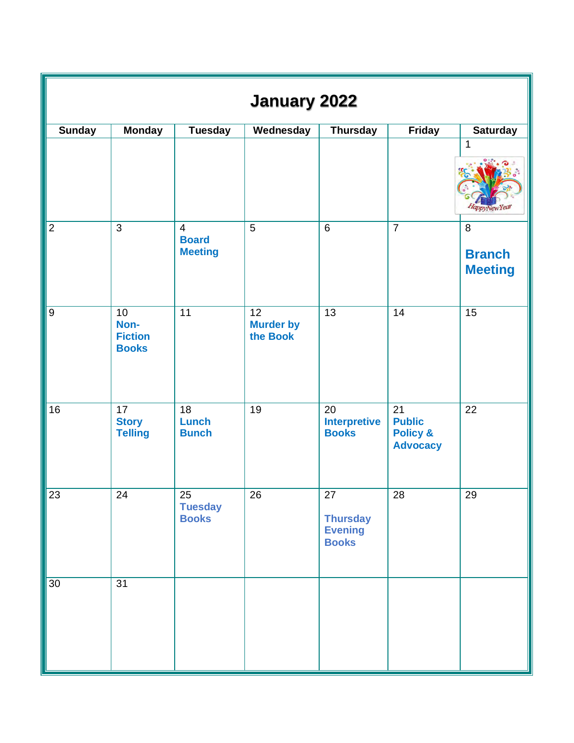# January 2022

| Sunday | Monday | Tuesday | Wednesday | Thursday | Friday | Saturday |
|---|---|---|---|---|---|---|
| | | | | | | 1 |
| 2 | 3 | 4 **Board Meeting** | 5 | 6 | 7 | 8 **Branch Meeting** |
| 9 | 10 **Non-Fiction Books** | 11 | 12 **Murder by the Book** | 13 | 14 | 15 |
| 16 | 17 **Story Telling** | 18 **Lunch Bunch** | 19 | 20 **Interpretive Books** | 21 **Public Policy & Advocacy** | 22 |
| 23 | 24 | 25 **Tuesday Books** | 26 | 27 **Thursday Evening Books** | 28 | 29 |
| 30 | 31 | | | | | |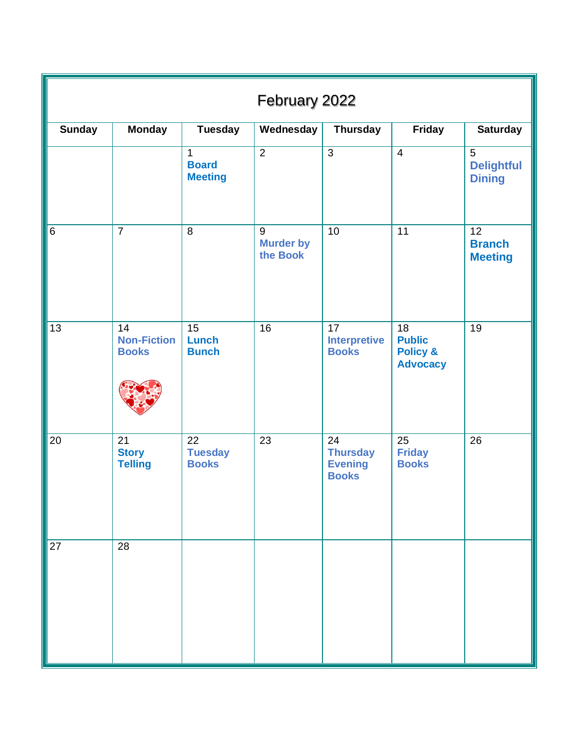# February 2022

| Sunday | Monday | Tuesday | Wednesday | Thursday | Friday | Saturday |
|---|---|---|---|---|---|---|
| | | 1 **Board Meeting** | 2 | 3 | 4 | 5 **Delightful Dining** |
| 6 | 7 | 8 | 9 **Murder by the Book** | 10 | 11 | 12 **Branch Meeting** |
| 13 | 14 **Non-Fiction Books** | 15 **Lunch Bunch** | 16 | 17 **Interpretive Books** | 18 **Public Policy & Advocacy** | 19 |
| 20 | 21 **Story Telling** | 22 **Tuesday Books** | 23 | 24 **Thursday Evening Books** | 25 **Friday Books** | 26 |
| 27 | 28 | | | | | |